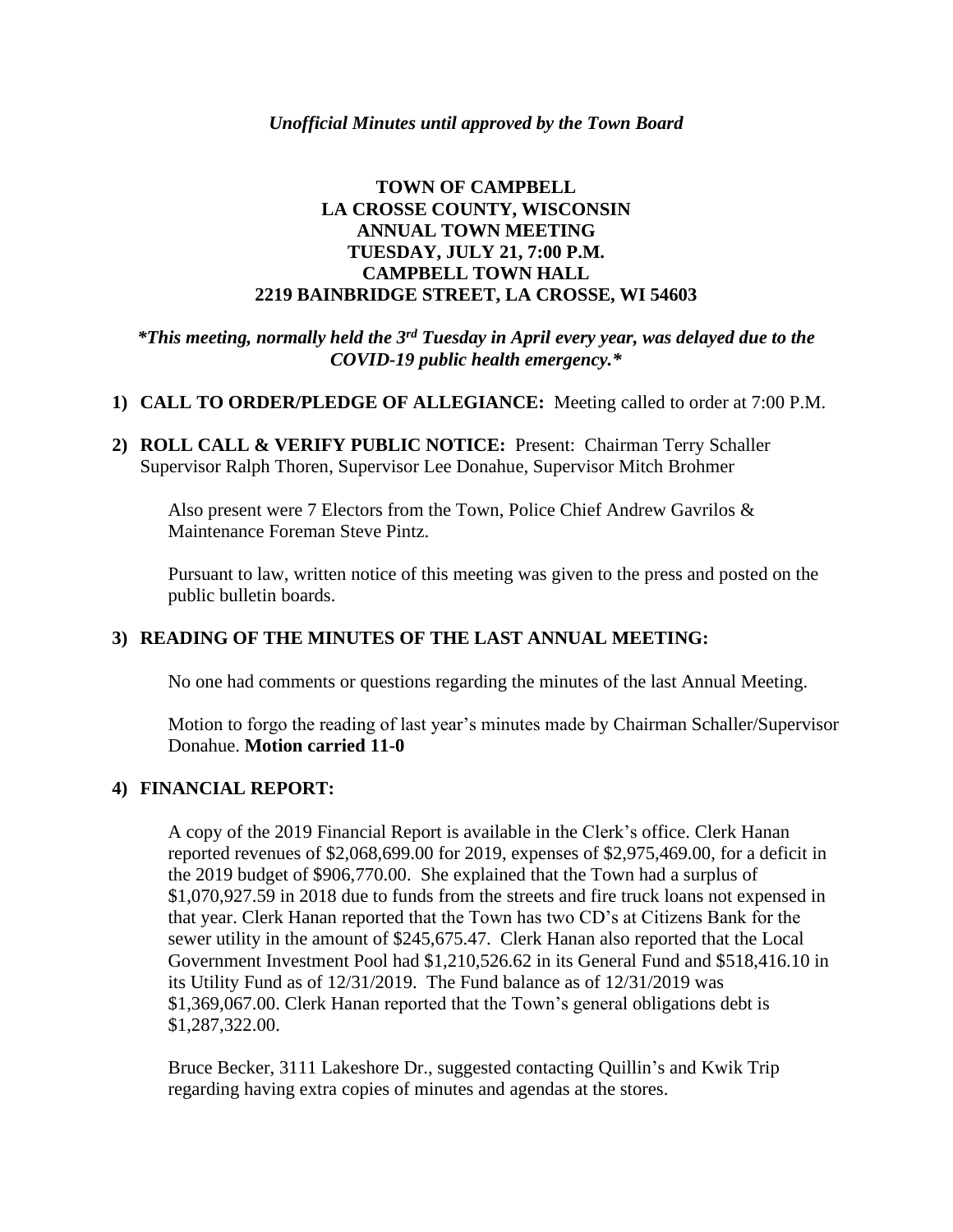*Unofficial Minutes until approved by the Town Board*

# TOWN OF CAMPBELL
# LA CROSSE COUNTY, WISCONSIN
# ANNUAL TOWN MEETING
# TUESDAY, JULY 21, 7:00 P.M.
# CAMPBELL TOWN HALL
# 2219 BAINBRIDGE STREET, LA CROSSE, WI 54603

***This meeting, normally held the 3rd Tuesday in April every year, was delayed due to the COVID-19 public health emergency.***

1) **CALL TO ORDER/PLEDGE OF ALLEGIANCE:** Meeting called to order at 7:00 P.M.

2) **ROLL CALL & VERIFY PUBLIC NOTICE:** Present: Chairman Terry Schaller Supervisor Ralph Thoren, Supervisor Lee Donahue, Supervisor Mitch Brohmer

   Also present were 7 Electors from the Town, Police Chief Andrew Gavrilos & Maintenance Foreman Steve Pintz.

   Pursuant to law, written notice of this meeting was given to the press and posted on the public bulletin boards.

3) **READING OF THE MINUTES OF THE LAST ANNUAL MEETING:**

   No one had comments or questions regarding the minutes of the last Annual Meeting.

   Motion to forgo the reading of last year's minutes made by Chairman Schaller/Supervisor Donahue. **Motion carried 11-0**

4) **FINANCIAL REPORT:**

   A copy of the 2019 Financial Report is available in the Clerk's office. Clerk Hanan reported revenues of $2,068,699.00 for 2019, expenses of $2,975,469.00, for a deficit in the 2019 budget of $906,770.00. She explained that the Town had a surplus of $1,070,927.59 in 2018 due to funds from the streets and fire truck loans not expensed in that year. Clerk Hanan reported that the Town has two CD's at Citizens Bank for the sewer utility in the amount of $245,675.47. Clerk Hanan also reported that the Local Government Investment Pool had $1,210,526.62 in its General Fund and $518,416.10 in its Utility Fund as of 12/31/2019. The Fund balance as of 12/31/2019 was $1,369,067.00. Clerk Hanan reported that the Town's general obligations debt is $1,287,322.00.

   Bruce Becker, 3111 Lakeshore Dr., suggested contacting Quillin's and Kwik Trip regarding having extra copies of minutes and agendas at the stores.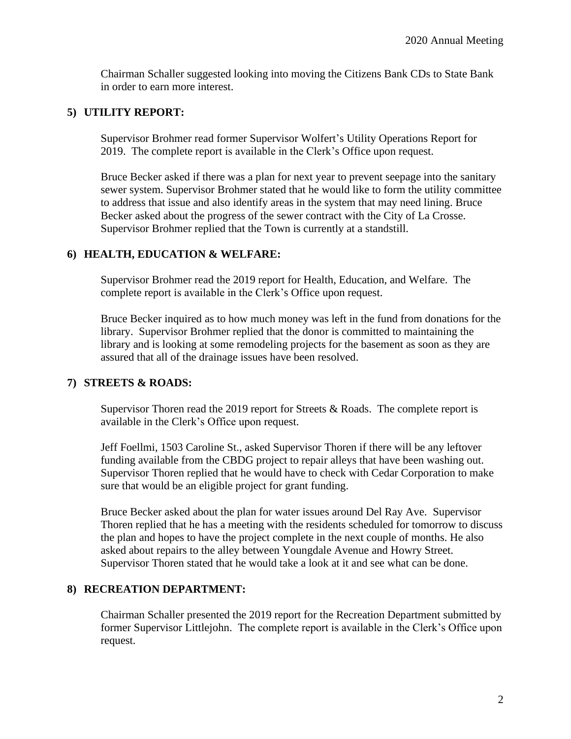Chairman Schaller suggested looking into moving the Citizens Bank CDs to State Bank in order to earn more interest.

## 5) UTILITY REPORT:

Supervisor Brohmer read former Supervisor Wolfert's Utility Operations Report for 2019. The complete report is available in the Clerk's Office upon request.

Bruce Becker asked if there was a plan for next year to prevent seepage into the sanitary sewer system. Supervisor Brohmer stated that he would like to form the utility committee to address that issue and also identify areas in the system that may need lining. Bruce Becker asked about the progress of the sewer contract with the City of La Crosse. Supervisor Brohmer replied that the Town is currently at a standstill.

## 6) HEALTH, EDUCATION & WELFARE:

Supervisor Brohmer read the 2019 report for Health, Education, and Welfare. The complete report is available in the Clerk's Office upon request.

Bruce Becker inquired as to how much money was left in the fund from donations for the library. Supervisor Brohmer replied that the donor is committed to maintaining the library and is looking at some remodeling projects for the basement as soon as they are assured that all of the drainage issues have been resolved.

## 7) STREETS & ROADS:

Supervisor Thoren read the 2019 report for Streets & Roads. The complete report is available in the Clerk's Office upon request.

Jeff Foellmi, 1503 Caroline St., asked Supervisor Thoren if there will be any leftover funding available from the CBDG project to repair alleys that have been washing out. Supervisor Thoren replied that he would have to check with Cedar Corporation to make sure that would be an eligible project for grant funding.

Bruce Becker asked about the plan for water issues around Del Ray Ave. Supervisor Thoren replied that he has a meeting with the residents scheduled for tomorrow to discuss the plan and hopes to have the project complete in the next couple of months. He also asked about repairs to the alley between Youngdale Avenue and Howry Street. Supervisor Thoren stated that he would take a look at it and see what can be done.

## 8) RECREATION DEPARTMENT:

Chairman Schaller presented the 2019 report for the Recreation Department submitted by former Supervisor Littlejohn. The complete report is available in the Clerk's Office upon request.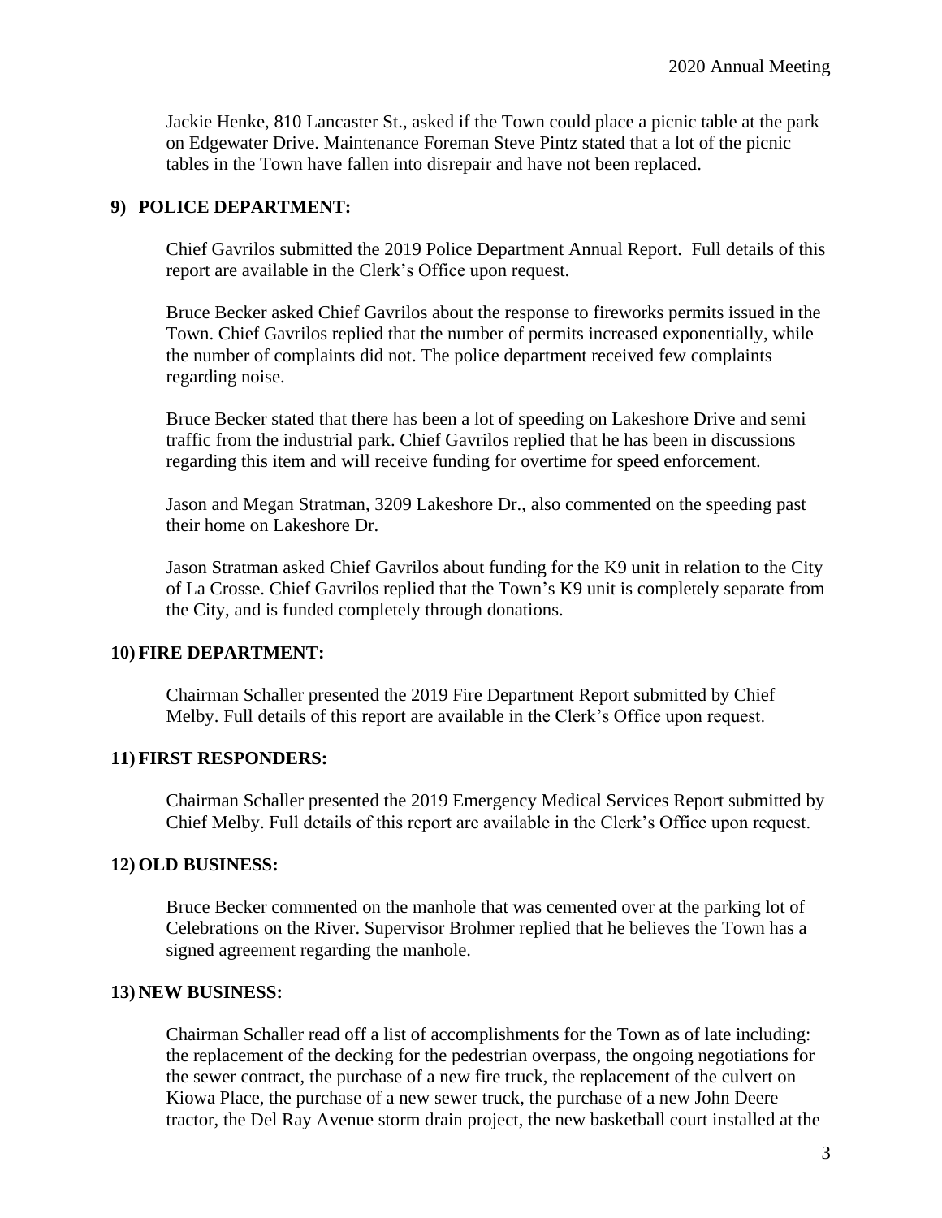Jackie Henke, 810 Lancaster St., asked if the Town could place a picnic table at the park on Edgewater Drive. Maintenance Foreman Steve Pintz stated that a lot of the picnic tables in the Town have fallen into disrepair and have not been replaced.

## 9) POLICE DEPARTMENT:

Chief Gavrilos submitted the 2019 Police Department Annual Report. Full details of this report are available in the Clerk's Office upon request.

Bruce Becker asked Chief Gavrilos about the response to fireworks permits issued in the Town. Chief Gavrilos replied that the number of permits increased exponentially, while the number of complaints did not. The police department received few complaints regarding noise.

Bruce Becker stated that there has been a lot of speeding on Lakeshore Drive and semi traffic from the industrial park. Chief Gavrilos replied that he has been in discussions regarding this item and will receive funding for overtime for speed enforcement.

Jason and Megan Stratman, 3209 Lakeshore Dr., also commented on the speeding past their home on Lakeshore Dr.

Jason Stratman asked Chief Gavrilos about funding for the K9 unit in relation to the City of La Crosse. Chief Gavrilos replied that the Town's K9 unit is completely separate from the City, and is funded completely through donations.

## 10) FIRE DEPARTMENT:

Chairman Schaller presented the 2019 Fire Department Report submitted by Chief Melby. Full details of this report are available in the Clerk's Office upon request.

## 11) FIRST RESPONDERS:

Chairman Schaller presented the 2019 Emergency Medical Services Report submitted by Chief Melby. Full details of this report are available in the Clerk's Office upon request.

## 12) OLD BUSINESS:

Bruce Becker commented on the manhole that was cemented over at the parking lot of Celebrations on the River. Supervisor Brohmer replied that he believes the Town has a signed agreement regarding the manhole.

## 13) NEW BUSINESS:

Chairman Schaller read off a list of accomplishments for the Town as of late including: the replacement of the decking for the pedestrian overpass, the ongoing negotiations for the sewer contract, the purchase of a new fire truck, the replacement of the culvert on Kiowa Place, the purchase of a new sewer truck, the purchase of a new John Deere tractor, the Del Ray Avenue storm drain project, the new basketball court installed at the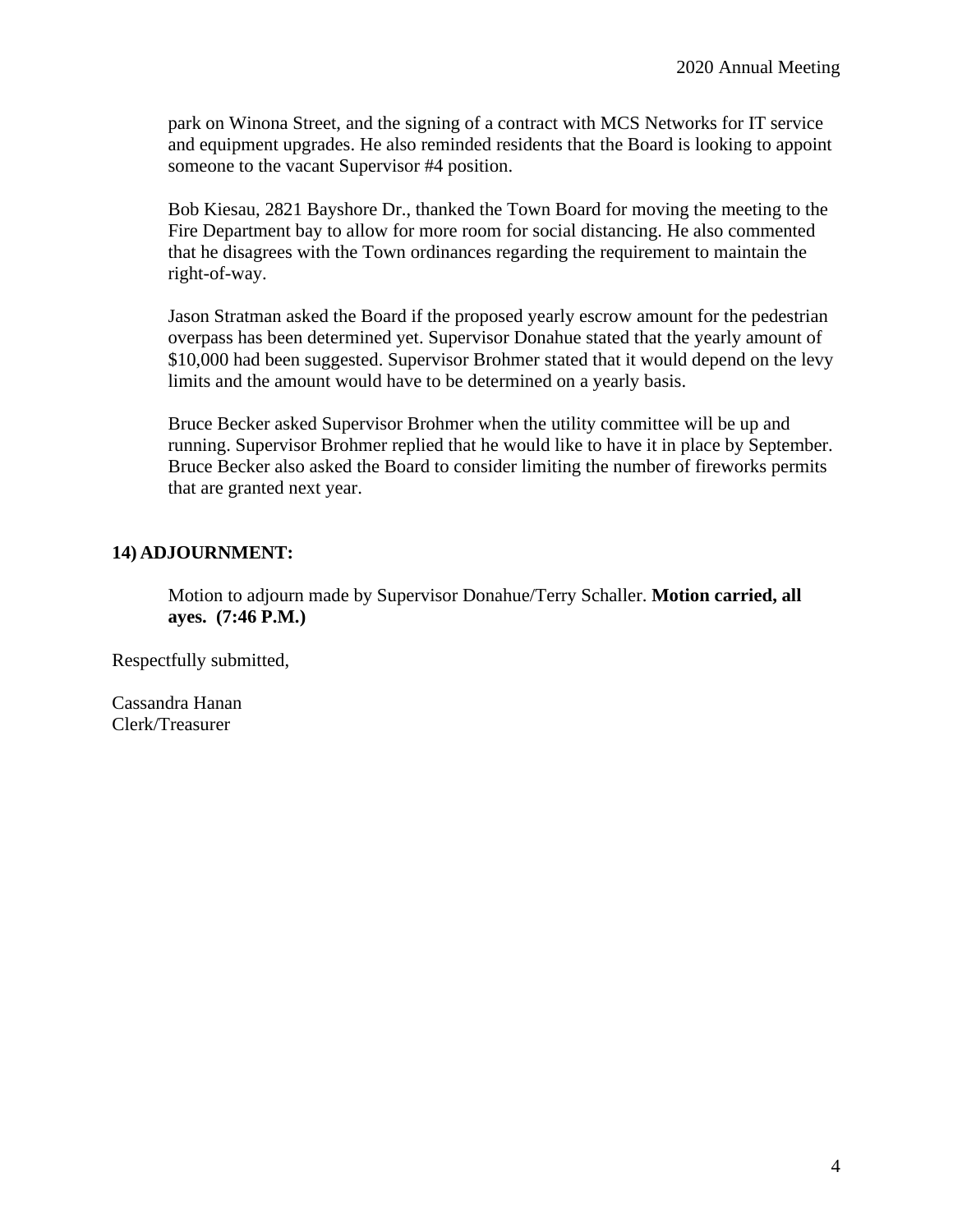park on Winona Street, and the signing of a contract with MCS Networks for IT service and equipment upgrades. He also reminded residents that the Board is looking to appoint someone to the vacant Supervisor #4 position.

Bob Kiesau, 2821 Bayshore Dr., thanked the Town Board for moving the meeting to the Fire Department bay to allow for more room for social distancing. He also commented that he disagrees with the Town ordinances regarding the requirement to maintain the right-of-way.

Jason Stratman asked the Board if the proposed yearly escrow amount for the pedestrian overpass has been determined yet. Supervisor Donahue stated that the yearly amount of $10,000 had been suggested. Supervisor Brohmer stated that it would depend on the levy limits and the amount would have to be determined on a yearly basis.

Bruce Becker asked Supervisor Brohmer when the utility committee will be up and running. Supervisor Brohmer replied that he would like to have it in place by September. Bruce Becker also asked the Board to consider limiting the number of fireworks permits that are granted next year.

**14) ADJOURNMENT:**

Motion to adjourn made by Supervisor Donahue/Terry Schaller. **Motion carried, all ayes. (7:46 P.M.)**

Respectfully submitted,

Cassandra Hanan
Clerk/Treasurer